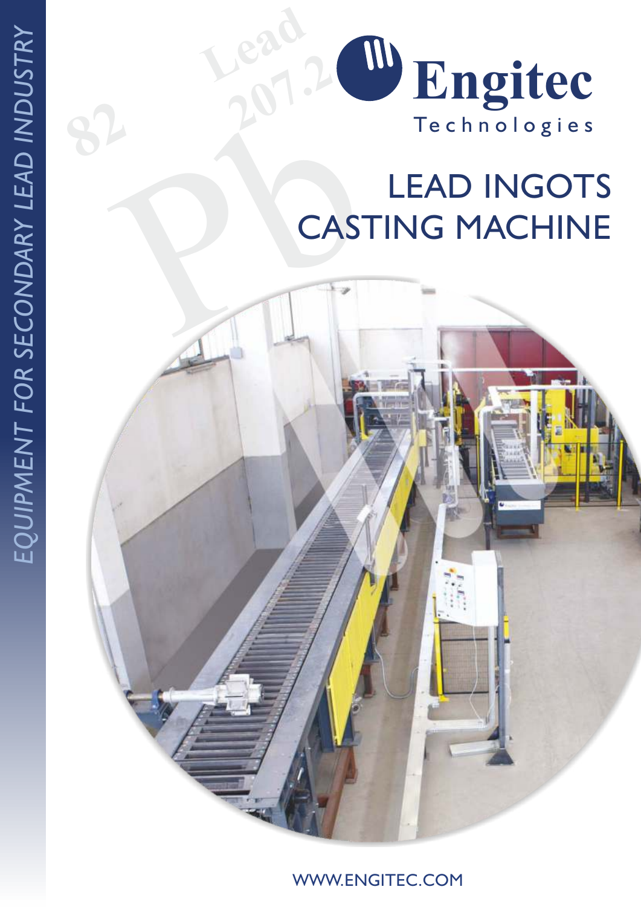EQUIPMENT FOR SECONDARY LEAD INDUSTRY

Engitec Technologies

# LEAD INGOTS CASTING MACHINE

WWW.ENGITEC.COM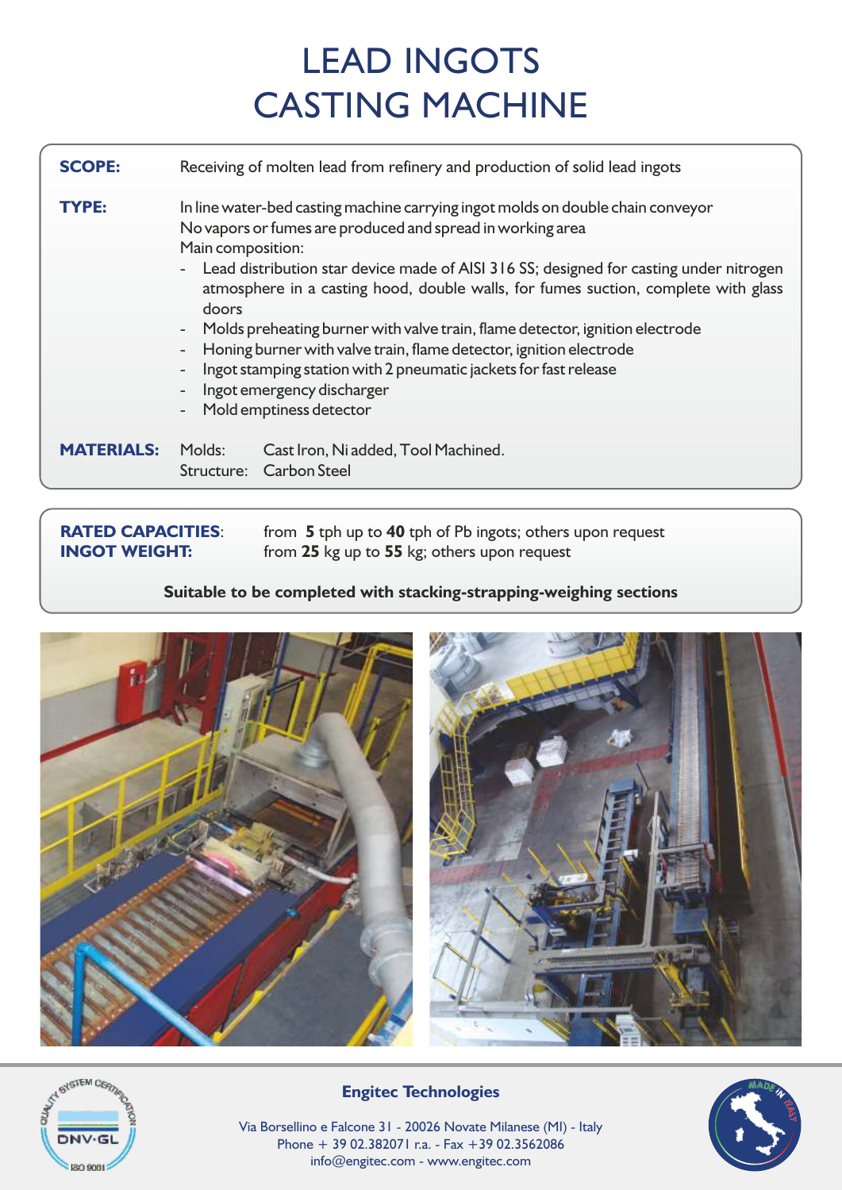# LEAD INGOTS CASTING MACHINE

**SCOPE:** Receiving of molten lead from refinery and production of solid lead ingots

**TYPE:** In line water-bed casting machine carrying ingot molds on double chain conveyor
No vapors or fumes are produced and spread in working area
Main composition:

- Lead distribution star device made of AISI 316 SS; designed for casting under nitrogen atmosphere in a casting hood, double walls, for fumes suction, complete with glass doors
- Molds preheating burner with valve train, flame detector, ignition electrode
- Honing burner with valve train, flame detector, ignition electrode
- Ingot stamping station with 2 pneumatic jackets for fast release
- Ingot emergency discharger
- Mold emptiness detector

**MATERIALS:** Molds: Cast Iron, Ni added, Tool Machined.
Structure: Carbon Steel

**RATED CAPACITIES**: from **5** tph up to **40** tph of Pb ingots; others upon request
**INGOT WEIGHT:** from **25** kg up to **55** kg; others upon request

**Suitable to be completed with stacking-strapping-weighing sections**

**Engitec Technologies**

Via Borsellino e Falcone 31 - 20026 Novate Milanese (MI) - Italy
Phone + 39 02.382071 r.a. - Fax +39 02.3562086
info@engitec.com - www.engitec.com